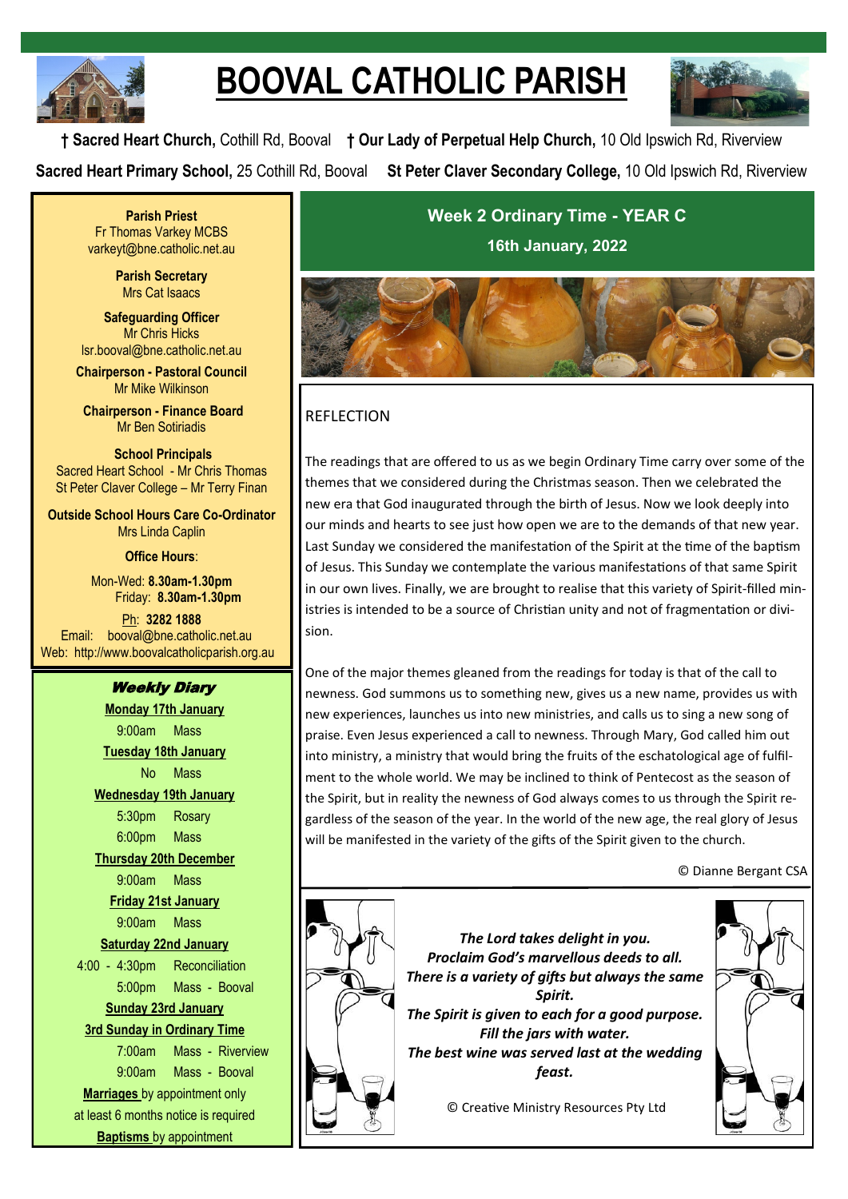# BOOVAL CATHOLIC PARISH

**† Sacred Heart Church,** Cothill Rd, Booval **† Our Lady of Perpetual Help Church,** 10 Old Ipswich Rd, Riverview

**Sacred Heart Primary School,** 25 Cothill Rd, Booval **St Peter Claver Secondary College,** 10 Old Ipswich Rd, Riverview

**Parish Priest**
Fr Thomas Varkey MCBS
varkeyt@bne.catholic.net.au

**Parish Secretary**
Mrs Cat Isaacs

**Safeguarding Officer**
Mr Chris Hicks
lsr.booval@bne.catholic.net.au

**Chairperson - Pastoral Council**
Mr Mike Wilkinson

**Chairperson - Finance Board**
Mr Ben Sotiriadis

**School Principals**
Sacred Heart School - Mr Chris Thomas
St Peter Claver College – Mr Terry Finan

**Outside School Hours Care Co-Ordinator**
Mrs Linda Caplin

**Office Hours**:

Mon-Wed: **8.30am-1.30pm**
Friday: **8.30am-1.30pm**

Ph: **3282 1888**
Email: booval@bne.catholic.net.au
Web: http://www.boovalcatholicparish.org.au

## *Weekly Diary*

**Monday 17th January**
9:00am Mass

**Tuesday 18th January**
No Mass

**Wednesday 19th January**
5:30pm Rosary
6:00pm Mass

**Thursday 20th December**
9:00am Mass

**Friday 21st January**
9:00am Mass

**Saturday 22nd January**
4:00 - 4:30pm Reconciliation
5:00pm Mass - Booval

**Sunday 23rd January**
**3rd Sunday in Ordinary Time**
7:00am Mass - Riverview
9:00am Mass - Booval

**Marriages** by appointment only
at least 6 months notice is required

**Baptisms** by appointment

## Week 2 Ordinary Time - YEAR C

**16th January, 2022**

### REFLECTION

The readings that are offered to us as we begin Ordinary Time carry over some of the themes that we considered during the Christmas season. Then we celebrated the new era that God inaugurated through the birth of Jesus. Now we look deeply into our minds and hearts to see just how open we are to the demands of that new year. Last Sunday we considered the manifestation of the Spirit at the time of the baptism of Jesus. This Sunday we contemplate the various manifestations of that same Spirit in our own lives. Finally, we are brought to realise that this variety of Spirit-filled ministries is intended to be a source of Christian unity and not of fragmentation or division.

One of the major themes gleaned from the readings for today is that of the call to newness. God summons us to something new, gives us a new name, provides us with new experiences, launches us into new ministries, and calls us to sing a new song of praise. Even Jesus experienced a call to newness. Through Mary, God called him out into ministry, a ministry that would bring the fruits of the eschatological age of fulfilment to the whole world. We may be inclined to think of Pentecost as the season of the Spirit, but in reality the newness of God always comes to us through the Spirit regardless of the season of the year. In the world of the new age, the real glory of Jesus will be manifested in the variety of the gifts of the Spirit given to the church.

© Dianne Bergant CSA

***The Lord takes delight in you.***
***Proclaim God's marvellous deeds to all.***
***There is a variety of gifts but always the same Spirit.***
***The Spirit is given to each for a good purpose.***
***Fill the jars with water.***
***The best wine was served last at the wedding feast.***

© Creative Ministry Resources Pty Ltd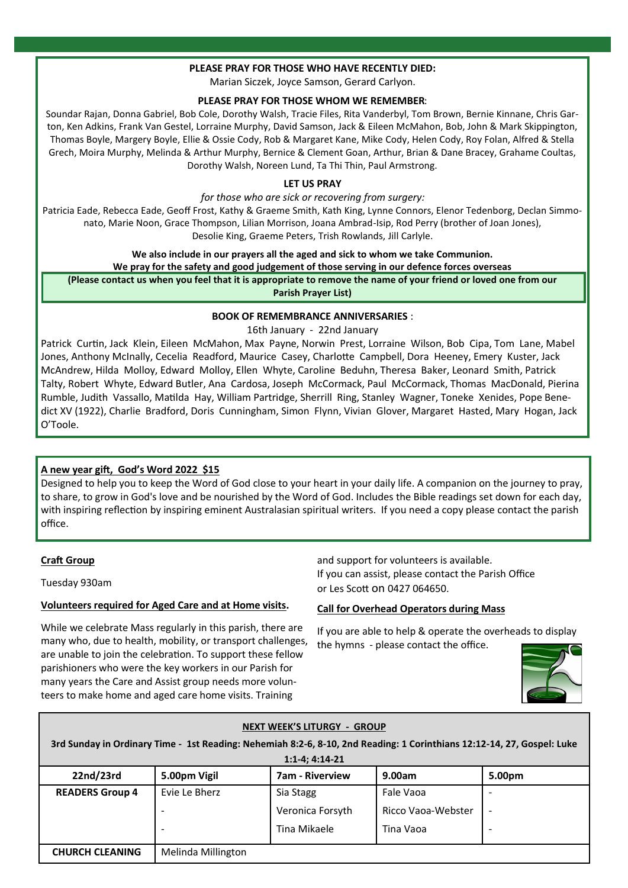**PLEASE PRAY FOR THOSE WHO HAVE RECENTLY DIED:**

Marian Siczek, Joyce Samson, Gerard Carlyon.

**PLEASE PRAY FOR THOSE WHOM WE REMEMBER**:

Soundar Rajan, Donna Gabriel, Bob Cole, Dorothy Walsh, Tracie Files, Rita Vanderbyl, Tom Brown, Bernie Kinnane, Chris Garton, Ken Adkins, Frank Van Gestel, Lorraine Murphy, David Samson, Jack & Eileen McMahon, Bob, John & Mark Skippington, Thomas Boyle, Margery Boyle, Ellie & Ossie Cody, Rob & Margaret Kane, Mike Cody, Helen Cody, Roy Folan, Alfred & Stella Grech, Moira Murphy, Melinda & Arthur Murphy, Bernice & Clement Goan, Arthur, Brian & Dane Bracey, Grahame Coultas, Dorothy Walsh, Noreen Lund, Ta Thi Thin, Paul Armstrong.

**LET US PRAY**

*for those who are sick or recovering from surgery:*

Patricia Eade, Rebecca Eade, Geoff Frost, Kathy & Graeme Smith, Kath King, Lynne Connors, Elenor Tedenborg, Declan Simmonato, Marie Noon, Grace Thompson, Lilian Morrison, Joana Ambrad-Isip, Rod Perry (brother of Joan Jones), Desolie King, Graeme Peters, Trish Rowlands, Jill Carlyle.

**We also include in our prayers all the aged and sick to whom we take Communion.**

**We pray for the safety and good judgement of those serving in our defence forces overseas**

**(Please contact us when you feel that it is appropriate to remove the name of your friend or loved one from our Parish Prayer List)**

**BOOK OF REMEMBRANCE ANNIVERSARIES** :

16th January - 22nd January

Patrick Curtin, Jack Klein, Eileen McMahon, Max Payne, Norwin Prest, Lorraine Wilson, Bob Cipa, Tom Lane, Mabel Jones, Anthony McInally, Cecelia Readford, Maurice Casey, Charlotte Campbell, Dora Heeney, Emery Kuster, Jack McAndrew, Hilda Molloy, Edward Molloy, Ellen Whyte, Caroline Beduhn, Theresa Baker, Leonard Smith, Patrick Talty, Robert Whyte, Edward Butler, Ana Cardosa, Joseph McCormack, Paul McCormack, Thomas MacDonald, Pierina Rumble, Judith Vassallo, Matilda Hay, William Partridge, Sherrill Ring, Stanley Wagner, Toneke Xenides, Pope Benedict XV (1922), Charlie Bradford, Doris Cunningham, Simon Flynn, Vivian Glover, Margaret Hasted, Mary Hogan, Jack O'Toole.

**A new year gift, God's Word 2022 $15**

Designed to help you to keep the Word of God close to your heart in your daily life. A companion on the journey to pray, to share, to grow in God's love and be nourished by the Word of God. Includes the Bible readings set down for each day, with inspiring reflection by inspiring eminent Australasian spiritual writers. If you need a copy please contact the parish office.

**Craft Group**

Tuesday 930am

**Volunteers required for Aged Care and at Home visits.**

While we celebrate Mass regularly in this parish, there are many who, due to health, mobility, or transport challenges, are unable to join the celebration. To support these fellow parishioners who were the key workers in our Parish for many years the Care and Assist group needs more volunteers to make home and aged care home visits. Training and support for volunteers is available.

If you can assist, please contact the Parish Office or Les Scott on 0427 064650.

**Call for Overhead Operators during Mass**

If you are able to help & operate the overheads to display the hymns - please contact the office.

**NEXT WEEK'S LITURGY - GROUP**

**3rd Sunday in Ordinary Time - 1st Reading: Nehemiah 8:2-6, 8-10, 2nd Reading: 1 Corinthians 12:12-14, 27, Gospel: Luke 1:1-4; 4:14-21**

| 22nd/23rd | 5.00pm Vigil | 7am - Riverview | 9.00am | 5.00pm |
|---|---|---|---|---|
| READERS Group 4 | Evie Le Bherz | Sia Stagg | Fale Vaoa | - |
| | - | Veronica Forsyth | Ricco Vaoa-Webster | - |
| | - | Tina Mikaele | Tina Vaoa | - |
| CHURCH CLEANING | Melinda Millington | | | |